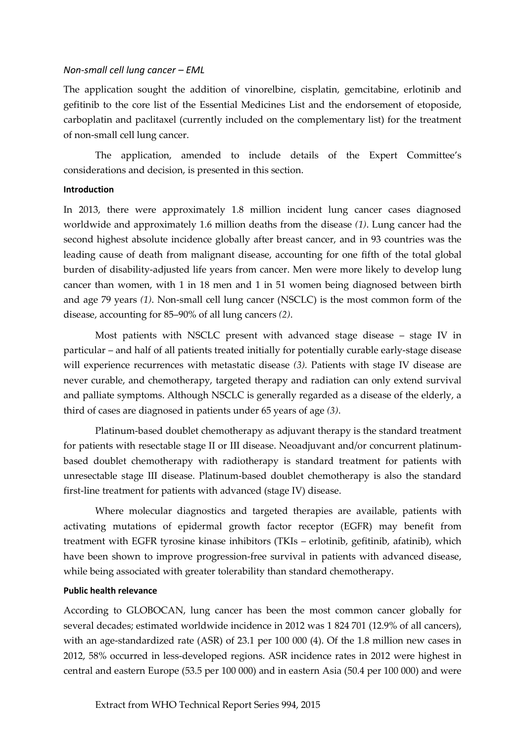*Non-small cell lung cancer – EML*

The application sought the addition of vinorelbine, cisplatin, gemcitabine, erlotinib and gefitinib to the core list of the Essential Medicines List and the endorsement of etoposide, carboplatin and paclitaxel (currently included on the complementary list) for the treatment of non-small cell lung cancer.

The application, amended to include details of the Expert Committee's considerations and decision, is presented in this section.

**Introduction**

In 2013, there were approximately 1.8 million incident lung cancer cases diagnosed worldwide and approximately 1.6 million deaths from the disease *(1)*. Lung cancer had the second highest absolute incidence globally after breast cancer, and in 93 countries was the leading cause of death from malignant disease, accounting for one fifth of the total global burden of disability-adjusted life years from cancer. Men were more likely to develop lung cancer than women, with 1 in 18 men and 1 in 51 women being diagnosed between birth and age 79 years *(1)*. Non-small cell lung cancer (NSCLC) is the most common form of the disease, accounting for 85–90% of all lung cancers *(2)*.

Most patients with NSCLC present with advanced stage disease – stage IV in particular – and half of all patients treated initially for potentially curable early-stage disease will experience recurrences with metastatic disease *(3)*. Patients with stage IV disease are never curable, and chemotherapy, targeted therapy and radiation can only extend survival and palliate symptoms. Although NSCLC is generally regarded as a disease of the elderly, a third of cases are diagnosed in patients under 65 years of age *(3)*.

Platinum-based doublet chemotherapy as adjuvant therapy is the standard treatment for patients with resectable stage II or III disease. Neoadjuvant and/or concurrent platinum-based doublet chemotherapy with radiotherapy is standard treatment for patients with unresectable stage III disease. Platinum-based doublet chemotherapy is also the standard first-line treatment for patients with advanced (stage IV) disease.

Where molecular diagnostics and targeted therapies are available, patients with activating mutations of epidermal growth factor receptor (EGFR) may benefit from treatment with EGFR tyrosine kinase inhibitors (TKIs – erlotinib, gefitinib, afatinib), which have been shown to improve progression-free survival in patients with advanced disease, while being associated with greater tolerability than standard chemotherapy.

**Public health relevance**

According to GLOBOCAN, lung cancer has been the most common cancer globally for several decades; estimated worldwide incidence in 2012 was 1 824 701 (12.9% of all cancers), with an age-standardized rate (ASR) of 23.1 per 100 000 (4). Of the 1.8 million new cases in 2012, 58% occurred in less-developed regions. ASR incidence rates in 2012 were highest in central and eastern Europe (53.5 per 100 000) and in eastern Asia (50.4 per 100 000) and were

Extract from WHO Technical Report Series 994, 2015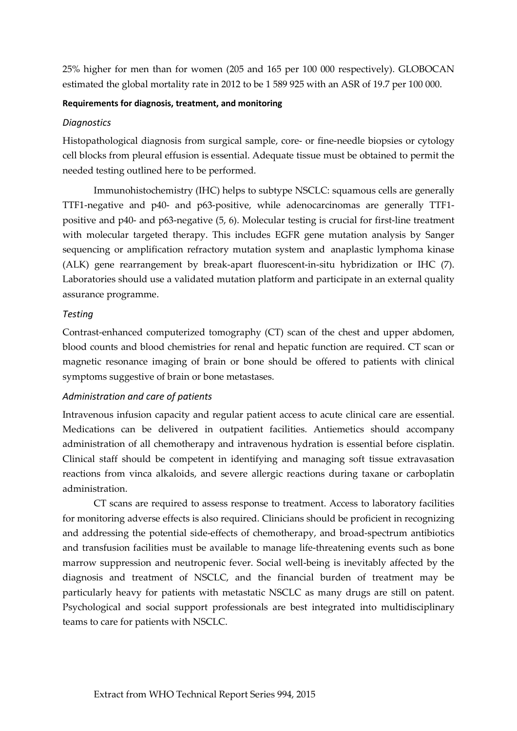25% higher for men than for women (205 and 165 per 100 000 respectively). GLOBOCAN estimated the global mortality rate in 2012 to be 1 589 925 with an ASR of 19.7 per 100 000.

#### Requirements for diagnosis, treatment, and monitoring

##### *Diagnostics*

Histopathological diagnosis from surgical sample, core- or fine-needle biopsies or cytology cell blocks from pleural effusion is essential. Adequate tissue must be obtained to permit the needed testing outlined here to be performed.

Immunohistochemistry (IHC) helps to subtype NSCLC: squamous cells are generally TTF1-negative and p40- and p63-positive, while adenocarcinomas are generally TTF1-positive and p40- and p63-negative (5, 6). Molecular testing is crucial for first-line treatment with molecular targeted therapy. This includes EGFR gene mutation analysis by Sanger sequencing or amplification refractory mutation system and anaplastic lymphoma kinase (ALK) gene rearrangement by break-apart fluorescent-in-situ hybridization or IHC (7). Laboratories should use a validated mutation platform and participate in an external quality assurance programme.

##### *Testing*

Contrast-enhanced computerized tomography (CT) scan of the chest and upper abdomen, blood counts and blood chemistries for renal and hepatic function are required. CT scan or magnetic resonance imaging of brain or bone should be offered to patients with clinical symptoms suggestive of brain or bone metastases.

##### *Administration and care of patients*

Intravenous infusion capacity and regular patient access to acute clinical care are essential. Medications can be delivered in outpatient facilities. Antiemetics should accompany administration of all chemotherapy and intravenous hydration is essential before cisplatin. Clinical staff should be competent in identifying and managing soft tissue extravasation reactions from vinca alkaloids, and severe allergic reactions during taxane or carboplatin administration.

CT scans are required to assess response to treatment. Access to laboratory facilities for monitoring adverse effects is also required. Clinicians should be proficient in recognizing and addressing the potential side-effects of chemotherapy, and broad-spectrum antibiotics and transfusion facilities must be available to manage life-threatening events such as bone marrow suppression and neutropenic fever. Social well-being is inevitably affected by the diagnosis and treatment of NSCLC, and the financial burden of treatment may be particularly heavy for patients with metastatic NSCLC as many drugs are still on patent. Psychological and social support professionals are best integrated into multidisciplinary teams to care for patients with NSCLC.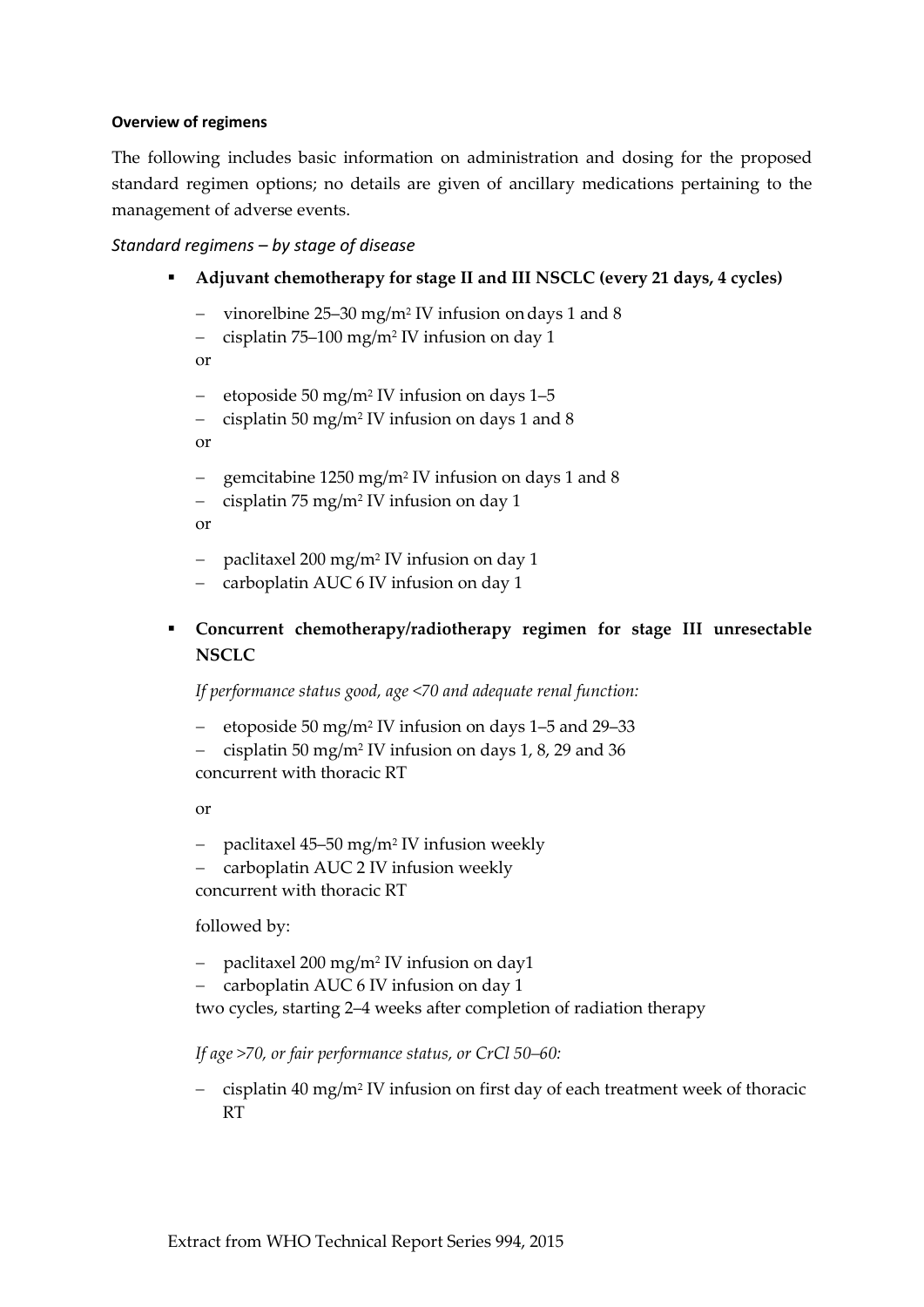#### Overview of regimens

The following includes basic information on administration and dosing for the proposed standard regimen options; no details are given of ancillary medications pertaining to the management of adverse events.

*Standard regimens – by stage of disease*

- **Adjuvant chemotherapy for stage II and III NSCLC (every 21 days, 4 cycles)**
  - vinorelbine 25–30 mg/m$^2$ IV infusion on days 1 and 8
  - cisplatin 75–100 mg/m$^2$ IV infusion on day 1

  or

  - etoposide 50 mg/m$^2$ IV infusion on days 1–5
  - cisplatin 50 mg/m$^2$ IV infusion on days 1 and 8

  or

  - gemcitabine 1250 mg/m$^2$ IV infusion on days 1 and 8
  - cisplatin 75 mg/m$^2$ IV infusion on day 1

  or

  - paclitaxel 200 mg/m$^2$ IV infusion on day 1
  - carboplatin AUC 6 IV infusion on day 1

- **Concurrent chemotherapy/radiotherapy regimen for stage III unresectable NSCLC**

  *If performance status good, age <70 and adequate renal function:*

  - etoposide 50 mg/m$^2$ IV infusion on days 1–5 and 29–33
  - cisplatin 50 mg/m$^2$ IV infusion on days 1, 8, 29 and 36

  concurrent with thoracic RT

  or

  - paclitaxel 45–50 mg/m$^2$ IV infusion weekly
  - carboplatin AUC 2 IV infusion weekly

  concurrent with thoracic RT

  followed by:

  - paclitaxel 200 mg/m$^2$ IV infusion on day1
  - carboplatin AUC 6 IV infusion on day 1

  two cycles, starting 2–4 weeks after completion of radiation therapy

  *If age >70, or fair performance status, or CrCl 50–60:*

  - cisplatin 40 mg/m$^2$ IV infusion on first day of each treatment week of thoracic RT

Extract from WHO Technical Report Series 994, 2015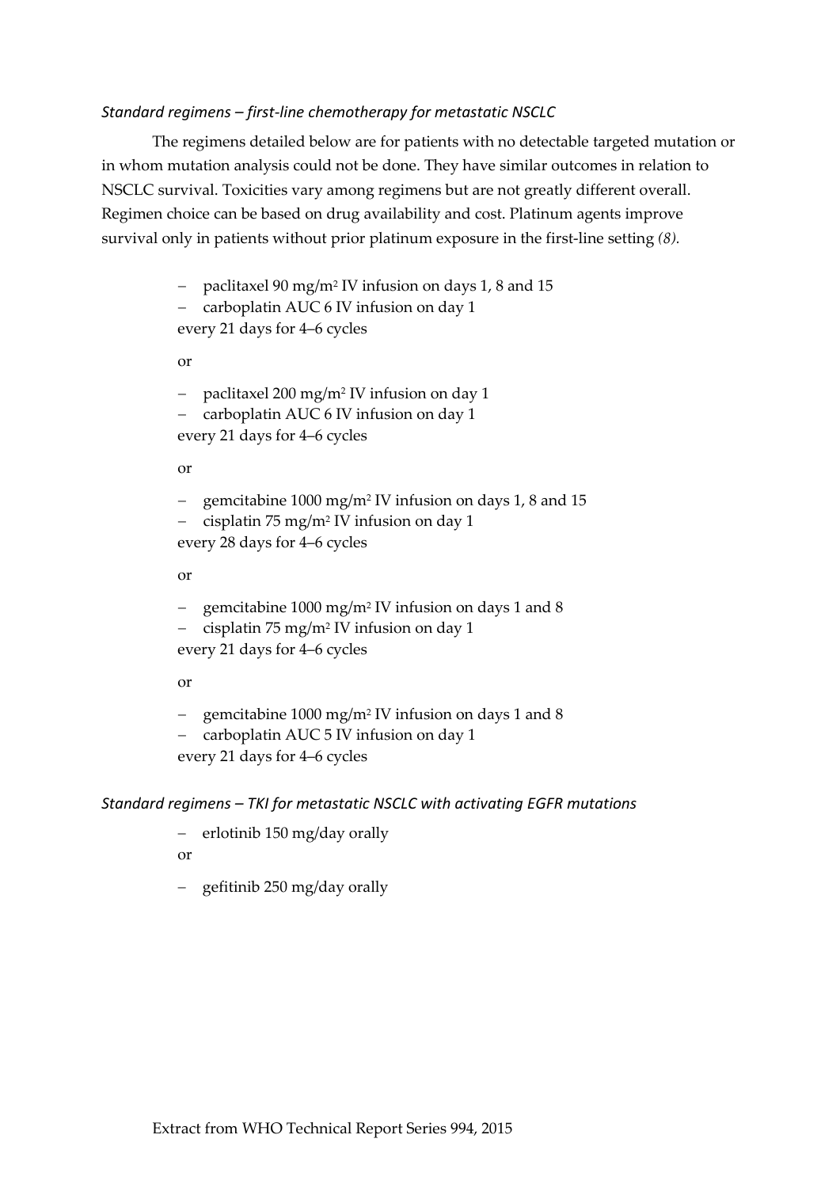*Standard regimens – first-line chemotherapy for metastatic NSCLC*

The regimens detailed below are for patients with no detectable targeted mutation or in whom mutation analysis could not be done. They have similar outcomes in relation to NSCLC survival. Toxicities vary among regimens but are not greatly different overall. Regimen choice can be based on drug availability and cost. Platinum agents improve survival only in patients without prior platinum exposure in the first-line setting *(8).*

- paclitaxel 90 mg/m$^2$ IV infusion on days 1, 8 and 15
- carboplatin AUC 6 IV infusion on day 1

every 21 days for 4–6 cycles

or

- paclitaxel 200 mg/m$^2$ IV infusion on day 1
- carboplatin AUC 6 IV infusion on day 1

every 21 days for 4–6 cycles

or

- gemcitabine 1000 mg/m$^2$ IV infusion on days 1, 8 and 15
- cisplatin 75 mg/m$^2$ IV infusion on day 1

every 28 days for 4–6 cycles

or

- gemcitabine 1000 mg/m$^2$ IV infusion on days 1 and 8
- cisplatin 75 mg/m$^2$ IV infusion on day 1

every 21 days for 4–6 cycles

or

- gemcitabine 1000 mg/m$^2$ IV infusion on days 1 and 8
- carboplatin AUC 5 IV infusion on day 1

every 21 days for 4–6 cycles

*Standard regimens – TKI for metastatic NSCLC with activating EGFR mutations*

- erlotinib 150 mg/day orally

or

- gefitinib 250 mg/day orally

Extract from WHO Technical Report Series 994, 2015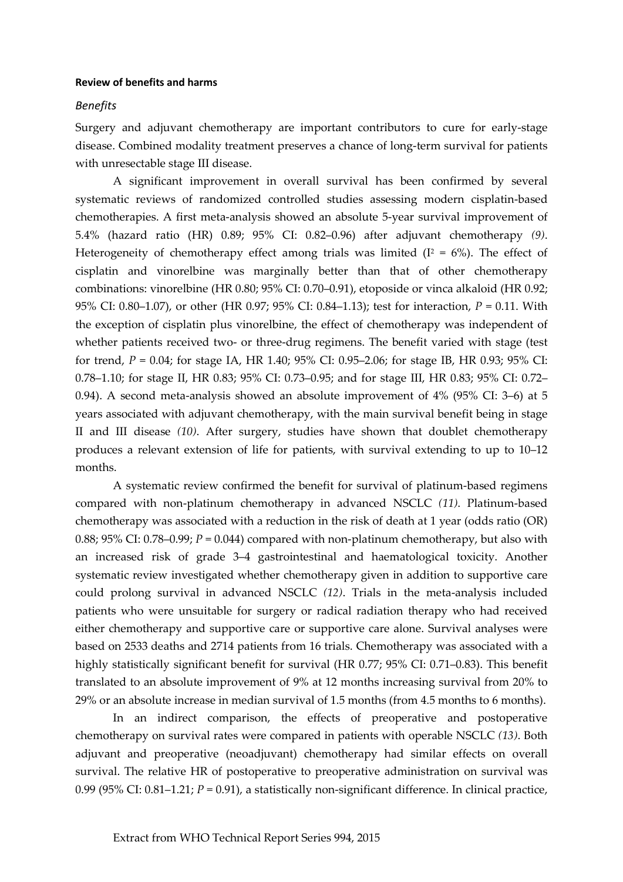#### Review of benefits and harms

##### *Benefits*

Surgery and adjuvant chemotherapy are important contributors to cure for early-stage disease. Combined modality treatment preserves a chance of long-term survival for patients with unresectable stage III disease.

A significant improvement in overall survival has been confirmed by several systematic reviews of randomized controlled studies assessing modern cisplatin-based chemotherapies. A first meta-analysis showed an absolute 5-year survival improvement of 5.4% (hazard ratio (HR) 0.89; 95% CI: 0.82–0.96) after adjuvant chemotherapy *(9)*. Heterogeneity of chemotherapy effect among trials was limited ($I^2$ = 6%). The effect of cisplatin and vinorelbine was marginally better than that of other chemotherapy combinations: vinorelbine (HR 0.80; 95% CI: 0.70–0.91), etoposide or vinca alkaloid (HR 0.92; 95% CI: 0.80–1.07), or other (HR 0.97; 95% CI: 0.84–1.13); test for interaction, $P$ = 0.11. With the exception of cisplatin plus vinorelbine, the effect of chemotherapy was independent of whether patients received two- or three-drug regimens. The benefit varied with stage (test for trend, $P$ = 0.04; for stage IA, HR 1.40; 95% CI: 0.95–2.06; for stage IB, HR 0.93; 95% CI: 0.78–1.10; for stage II, HR 0.83; 95% CI: 0.73–0.95; and for stage III, HR 0.83; 95% CI: 0.72–0.94). A second meta-analysis showed an absolute improvement of 4% (95% CI: 3–6) at 5 years associated with adjuvant chemotherapy, with the main survival benefit being in stage II and III disease *(10)*. After surgery, studies have shown that doublet chemotherapy produces a relevant extension of life for patients, with survival extending to up to 10–12 months.

A systematic review confirmed the benefit for survival of platinum-based regimens compared with non-platinum chemotherapy in advanced NSCLC *(11)*. Platinum-based chemotherapy was associated with a reduction in the risk of death at 1 year (odds ratio (OR) 0.88; 95% CI: 0.78–0.99; $P$ = 0.044) compared with non-platinum chemotherapy, but also with an increased risk of grade 3–4 gastrointestinal and haematological toxicity. Another systematic review investigated whether chemotherapy given in addition to supportive care could prolong survival in advanced NSCLC *(12)*. Trials in the meta-analysis included patients who were unsuitable for surgery or radical radiation therapy who had received either chemotherapy and supportive care or supportive care alone. Survival analyses were based on 2533 deaths and 2714 patients from 16 trials. Chemotherapy was associated with a highly statistically significant benefit for survival (HR 0.77; 95% CI: 0.71–0.83). This benefit translated to an absolute improvement of 9% at 12 months increasing survival from 20% to 29% or an absolute increase in median survival of 1.5 months (from 4.5 months to 6 months).

In an indirect comparison, the effects of preoperative and postoperative chemotherapy on survival rates were compared in patients with operable NSCLC *(13)*. Both adjuvant and preoperative (neoadjuvant) chemotherapy had similar effects on overall survival. The relative HR of postoperative to preoperative administration on survival was 0.99 (95% CI: 0.81–1.21; $P$ = 0.91), a statistically non-significant difference. In clinical practice,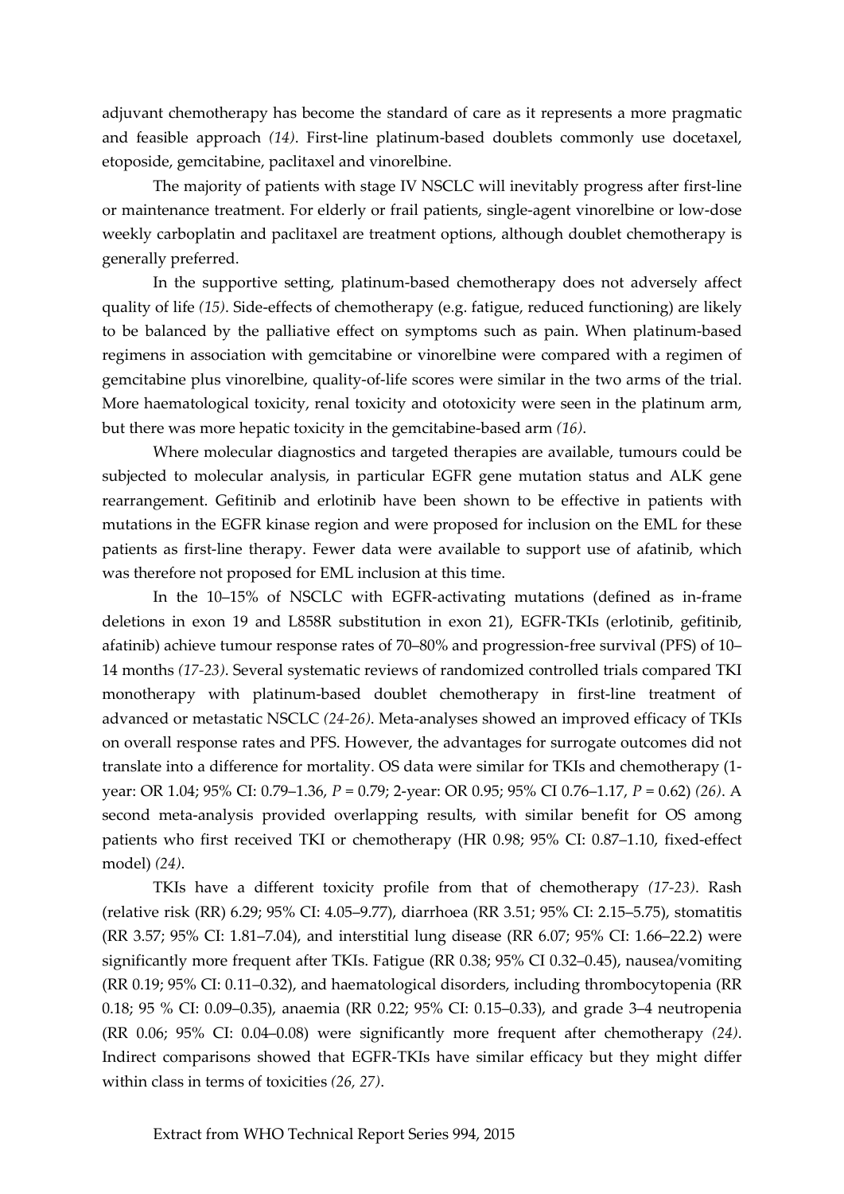adjuvant chemotherapy has become the standard of care as it represents a more pragmatic and feasible approach *(14)*. First-line platinum-based doublets commonly use docetaxel, etoposide, gemcitabine, paclitaxel and vinorelbine.

The majority of patients with stage IV NSCLC will inevitably progress after first-line or maintenance treatment. For elderly or frail patients, single-agent vinorelbine or low-dose weekly carboplatin and paclitaxel are treatment options, although doublet chemotherapy is generally preferred.

In the supportive setting, platinum-based chemotherapy does not adversely affect quality of life *(15)*. Side-effects of chemotherapy (e.g. fatigue, reduced functioning) are likely to be balanced by the palliative effect on symptoms such as pain. When platinum-based regimens in association with gemcitabine or vinorelbine were compared with a regimen of gemcitabine plus vinorelbine, quality-of-life scores were similar in the two arms of the trial. More haematological toxicity, renal toxicity and ototoxicity were seen in the platinum arm, but there was more hepatic toxicity in the gemcitabine-based arm *(16)*.

Where molecular diagnostics and targeted therapies are available, tumours could be subjected to molecular analysis, in particular EGFR gene mutation status and ALK gene rearrangement. Gefitinib and erlotinib have been shown to be effective in patients with mutations in the EGFR kinase region and were proposed for inclusion on the EML for these patients as first-line therapy. Fewer data were available to support use of afatinib, which was therefore not proposed for EML inclusion at this time.

In the 10–15% of NSCLC with EGFR-activating mutations (defined as in-frame deletions in exon 19 and L858R substitution in exon 21), EGFR-TKIs (erlotinib, gefitinib, afatinib) achieve tumour response rates of 70–80% and progression-free survival (PFS) of 10–14 months *(17-23)*. Several systematic reviews of randomized controlled trials compared TKI monotherapy with platinum-based doublet chemotherapy in first-line treatment of advanced or metastatic NSCLC *(24-26)*. Meta-analyses showed an improved efficacy of TKIs on overall response rates and PFS. However, the advantages for surrogate outcomes did not translate into a difference for mortality. OS data were similar for TKIs and chemotherapy (1-year: OR 1.04; 95% CI: 0.79–1.36, $P = 0.79$; 2-year: OR 0.95; 95% CI 0.76–1.17, $P = 0.62$) *(26)*. A second meta-analysis provided overlapping results, with similar benefit for OS among patients who first received TKI or chemotherapy (HR 0.98; 95% CI: 0.87–1.10, fixed-effect model) *(24)*.

TKIs have a different toxicity profile from that of chemotherapy *(17-23)*. Rash (relative risk (RR) 6.29; 95% CI: 4.05–9.77), diarrhoea (RR 3.51; 95% CI: 2.15–5.75), stomatitis (RR 3.57; 95% CI: 1.81–7.04), and interstitial lung disease (RR 6.07; 95% CI: 1.66–22.2) were significantly more frequent after TKIs. Fatigue (RR 0.38; 95% CI 0.32–0.45), nausea/vomiting (RR 0.19; 95% CI: 0.11–0.32), and haematological disorders, including thrombocytopenia (RR 0.18; 95 % CI: 0.09–0.35), anaemia (RR 0.22; 95% CI: 0.15–0.33), and grade 3–4 neutropenia (RR 0.06; 95% CI: 0.04–0.08) were significantly more frequent after chemotherapy *(24)*. Indirect comparisons showed that EGFR-TKIs have similar efficacy but they might differ within class in terms of toxicities *(26, 27)*.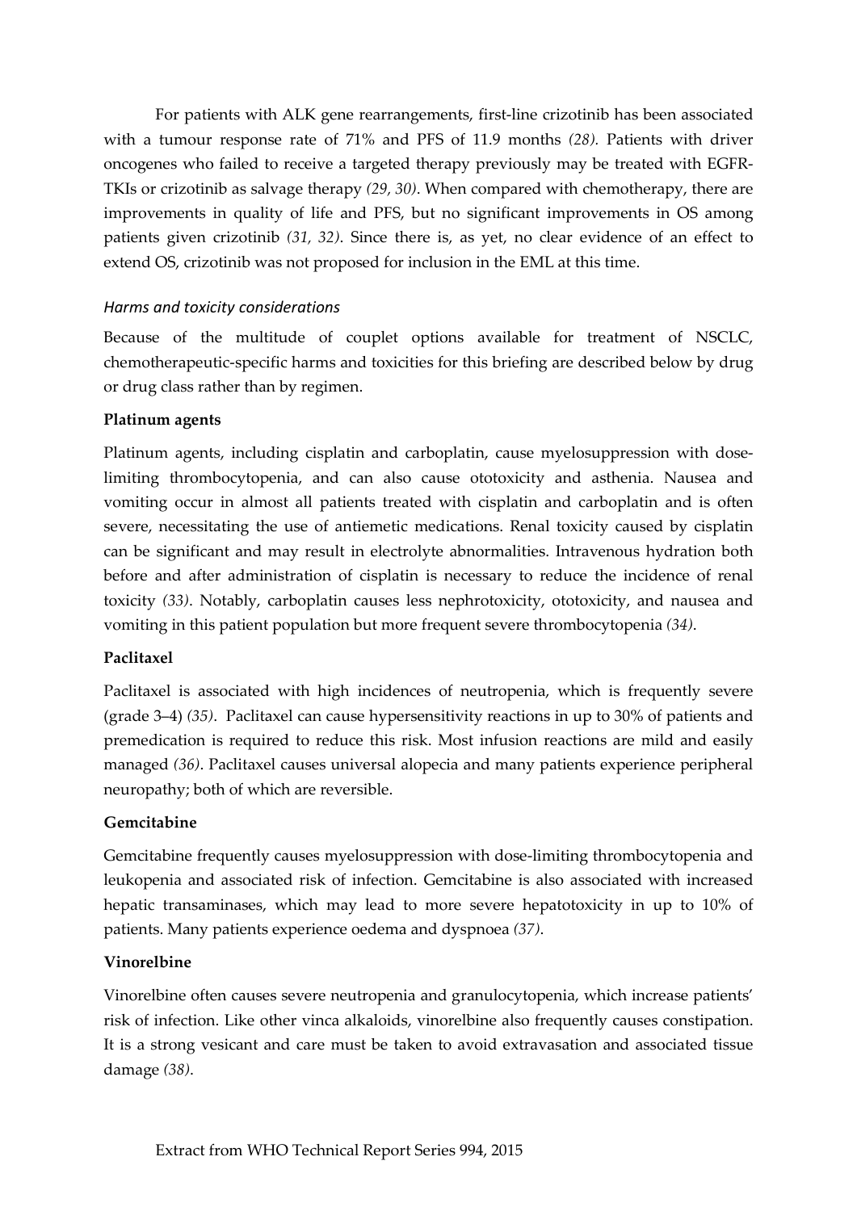For patients with ALK gene rearrangements, first-line crizotinib has been associated with a tumour response rate of 71% and PFS of 11.9 months *(28)*. Patients with driver oncogenes who failed to receive a targeted therapy previously may be treated with EGFR-TKIs or crizotinib as salvage therapy *(29, 30)*. When compared with chemotherapy, there are improvements in quality of life and PFS, but no significant improvements in OS among patients given crizotinib *(31, 32)*. Since there is, as yet, no clear evidence of an effect to extend OS, crizotinib was not proposed for inclusion in the EML at this time.

*Harms and toxicity considerations*

Because of the multitude of couplet options available for treatment of NSCLC, chemotherapeutic-specific harms and toxicities for this briefing are described below by drug or drug class rather than by regimen.

**Platinum agents**

Platinum agents, including cisplatin and carboplatin, cause myelosuppression with dose-limiting thrombocytopenia, and can also cause ototoxicity and asthenia. Nausea and vomiting occur in almost all patients treated with cisplatin and carboplatin and is often severe, necessitating the use of antiemetic medications. Renal toxicity caused by cisplatin can be significant and may result in electrolyte abnormalities. Intravenous hydration both before and after administration of cisplatin is necessary to reduce the incidence of renal toxicity *(33)*. Notably, carboplatin causes less nephrotoxicity, ototoxicity, and nausea and vomiting in this patient population but more frequent severe thrombocytopenia *(34)*.

**Paclitaxel**

Paclitaxel is associated with high incidences of neutropenia, which is frequently severe (grade 3–4) *(35)*. Paclitaxel can cause hypersensitivity reactions in up to 30% of patients and premedication is required to reduce this risk. Most infusion reactions are mild and easily managed *(36)*. Paclitaxel causes universal alopecia and many patients experience peripheral neuropathy; both of which are reversible.

**Gemcitabine**

Gemcitabine frequently causes myelosuppression with dose-limiting thrombocytopenia and leukopenia and associated risk of infection. Gemcitabine is also associated with increased hepatic transaminases, which may lead to more severe hepatotoxicity in up to 10% of patients. Many patients experience oedema and dyspnoea *(37)*.

**Vinorelbine**

Vinorelbine often causes severe neutropenia and granulocytopenia, which increase patients' risk of infection. Like other vinca alkaloids, vinorelbine also frequently causes constipation. It is a strong vesicant and care must be taken to avoid extravasation and associated tissue damage *(38)*.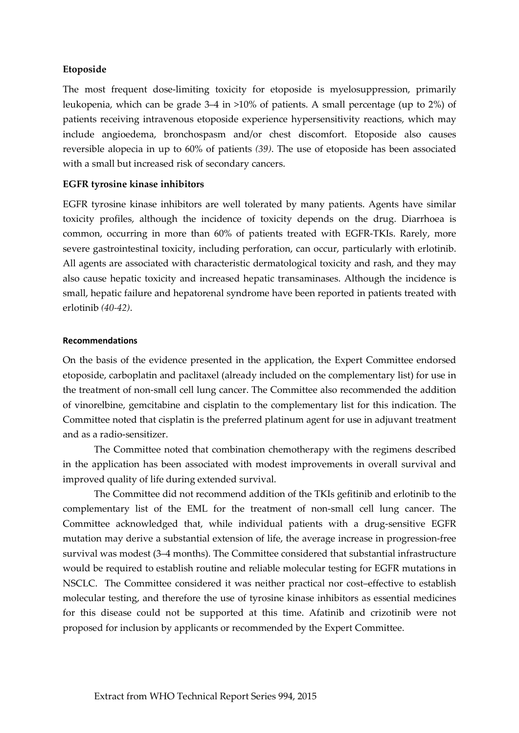**Etoposide**

The most frequent dose-limiting toxicity for etoposide is myelosuppression, primarily leukopenia, which can be grade 3–4 in >10% of patients. A small percentage (up to 2%) of patients receiving intravenous etoposide experience hypersensitivity reactions, which may include angioedema, bronchospasm and/or chest discomfort. Etoposide also causes reversible alopecia in up to 60% of patients *(39)*. The use of etoposide has been associated with a small but increased risk of secondary cancers.

**EGFR tyrosine kinase inhibitors**

EGFR tyrosine kinase inhibitors are well tolerated by many patients. Agents have similar toxicity profiles, although the incidence of toxicity depends on the drug. Diarrhoea is common, occurring in more than 60% of patients treated with EGFR-TKIs. Rarely, more severe gastrointestinal toxicity, including perforation, can occur, particularly with erlotinib. All agents are associated with characteristic dermatological toxicity and rash, and they may also cause hepatic toxicity and increased hepatic transaminases. Although the incidence is small, hepatic failure and hepatorenal syndrome have been reported in patients treated with erlotinib *(40-42)*.

**Recommendations**

On the basis of the evidence presented in the application, the Expert Committee endorsed etoposide, carboplatin and paclitaxel (already included on the complementary list) for use in the treatment of non-small cell lung cancer. The Committee also recommended the addition of vinorelbine, gemcitabine and cisplatin to the complementary list for this indication. The Committee noted that cisplatin is the preferred platinum agent for use in adjuvant treatment and as a radio-sensitizer.

The Committee noted that combination chemotherapy with the regimens described in the application has been associated with modest improvements in overall survival and improved quality of life during extended survival.

The Committee did not recommend addition of the TKIs gefitinib and erlotinib to the complementary list of the EML for the treatment of non-small cell lung cancer. The Committee acknowledged that, while individual patients with a drug-sensitive EGFR mutation may derive a substantial extension of life, the average increase in progression-free survival was modest (3–4 months). The Committee considered that substantial infrastructure would be required to establish routine and reliable molecular testing for EGFR mutations in NSCLC. The Committee considered it was neither practical nor cost–effective to establish molecular testing, and therefore the use of tyrosine kinase inhibitors as essential medicines for this disease could not be supported at this time. Afatinib and crizotinib were not proposed for inclusion by applicants or recommended by the Expert Committee.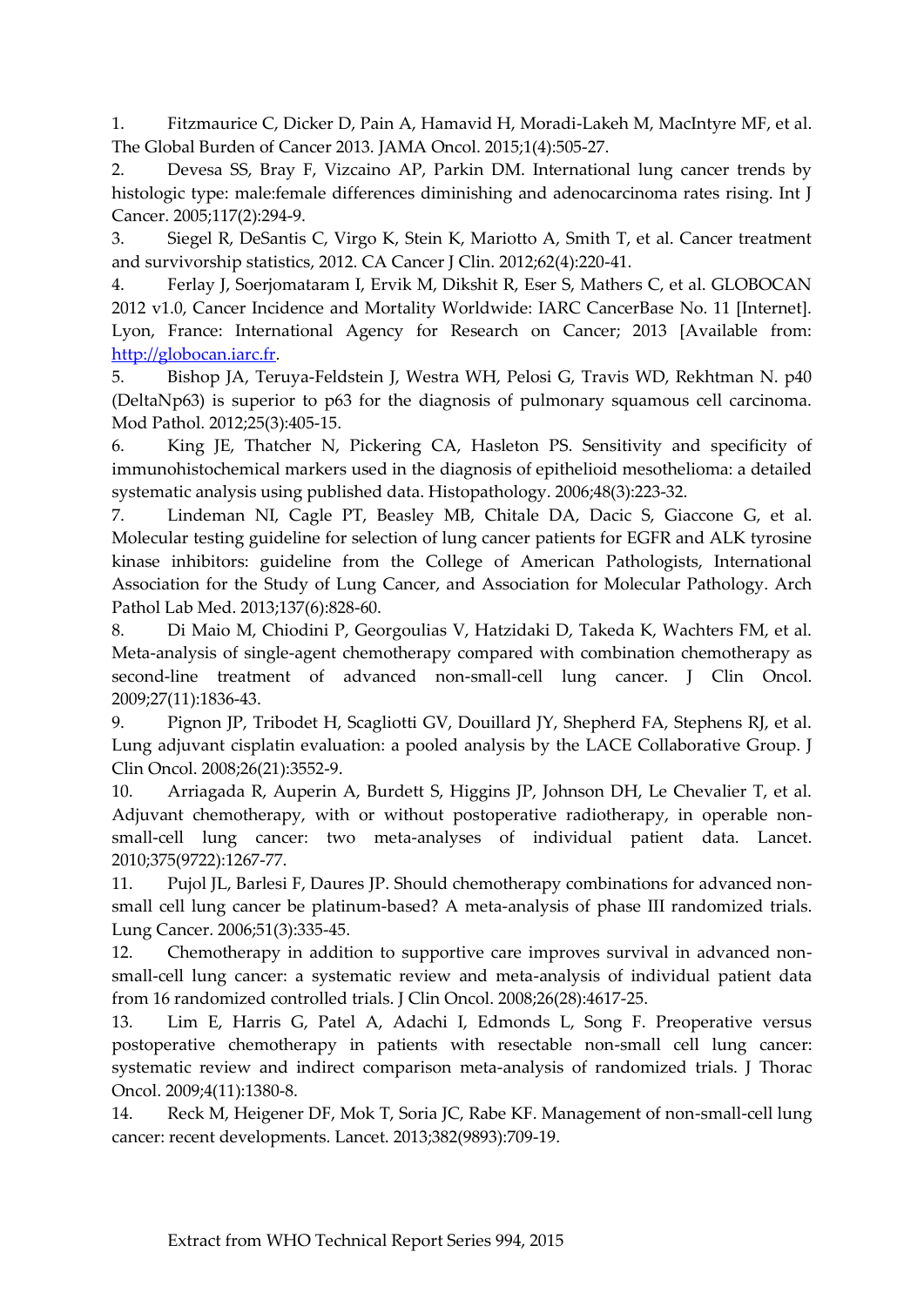1. Fitzmaurice C, Dicker D, Pain A, Hamavid H, Moradi-Lakeh M, MacIntyre MF, et al. The Global Burden of Cancer 2013. JAMA Oncol. 2015;1(4):505-27.
2. Devesa SS, Bray F, Vizcaino AP, Parkin DM. International lung cancer trends by histologic type: male:female differences diminishing and adenocarcinoma rates rising. Int J Cancer. 2005;117(2):294-9.
3. Siegel R, DeSantis C, Virgo K, Stein K, Mariotto A, Smith T, et al. Cancer treatment and survivorship statistics, 2012. CA Cancer J Clin. 2012;62(4):220-41.
4. Ferlay J, Soerjomataram I, Ervik M, Dikshit R, Eser S, Mathers C, et al. GLOBOCAN 2012 v1.0, Cancer Incidence and Mortality Worldwide: IARC CancerBase No. 11 [Internet]. Lyon, France: International Agency for Research on Cancer; 2013 [Available from: http://globocan.iarc.fr.
5. Bishop JA, Teruya-Feldstein J, Westra WH, Pelosi G, Travis WD, Rekhtman N. p40 (DeltaNp63) is superior to p63 for the diagnosis of pulmonary squamous cell carcinoma. Mod Pathol. 2012;25(3):405-15.
6. King JE, Thatcher N, Pickering CA, Hasleton PS. Sensitivity and specificity of immunohistochemical markers used in the diagnosis of epithelioid mesothelioma: a detailed systematic analysis using published data. Histopathology. 2006;48(3):223-32.
7. Lindeman NI, Cagle PT, Beasley MB, Chitale DA, Dacic S, Giaccone G, et al. Molecular testing guideline for selection of lung cancer patients for EGFR and ALK tyrosine kinase inhibitors: guideline from the College of American Pathologists, International Association for the Study of Lung Cancer, and Association for Molecular Pathology. Arch Pathol Lab Med. 2013;137(6):828-60.
8. Di Maio M, Chiodini P, Georgoulias V, Hatzidaki D, Takeda K, Wachters FM, et al. Meta-analysis of single-agent chemotherapy compared with combination chemotherapy as second-line treatment of advanced non-small-cell lung cancer. J Clin Oncol. 2009;27(11):1836-43.
9. Pignon JP, Tribodet H, Scagliotti GV, Douillard JY, Shepherd FA, Stephens RJ, et al. Lung adjuvant cisplatin evaluation: a pooled analysis by the LACE Collaborative Group. J Clin Oncol. 2008;26(21):3552-9.
10. Arriagada R, Auperin A, Burdett S, Higgins JP, Johnson DH, Le Chevalier T, et al. Adjuvant chemotherapy, with or without postoperative radiotherapy, in operable non-small-cell lung cancer: two meta-analyses of individual patient data. Lancet. 2010;375(9722):1267-77.
11. Pujol JL, Barlesi F, Daures JP. Should chemotherapy combinations for advanced non-small cell lung cancer be platinum-based? A meta-analysis of phase III randomized trials. Lung Cancer. 2006;51(3):335-45.
12. Chemotherapy in addition to supportive care improves survival in advanced non-small-cell lung cancer: a systematic review and meta-analysis of individual patient data from 16 randomized controlled trials. J Clin Oncol. 2008;26(28):4617-25.
13. Lim E, Harris G, Patel A, Adachi I, Edmonds L, Song F. Preoperative versus postoperative chemotherapy in patients with resectable non-small cell lung cancer: systematic review and indirect comparison meta-analysis of randomized trials. J Thorac Oncol. 2009;4(11):1380-8.
14. Reck M, Heigener DF, Mok T, Soria JC, Rabe KF. Management of non-small-cell lung cancer: recent developments. Lancet. 2013;382(9893):709-19.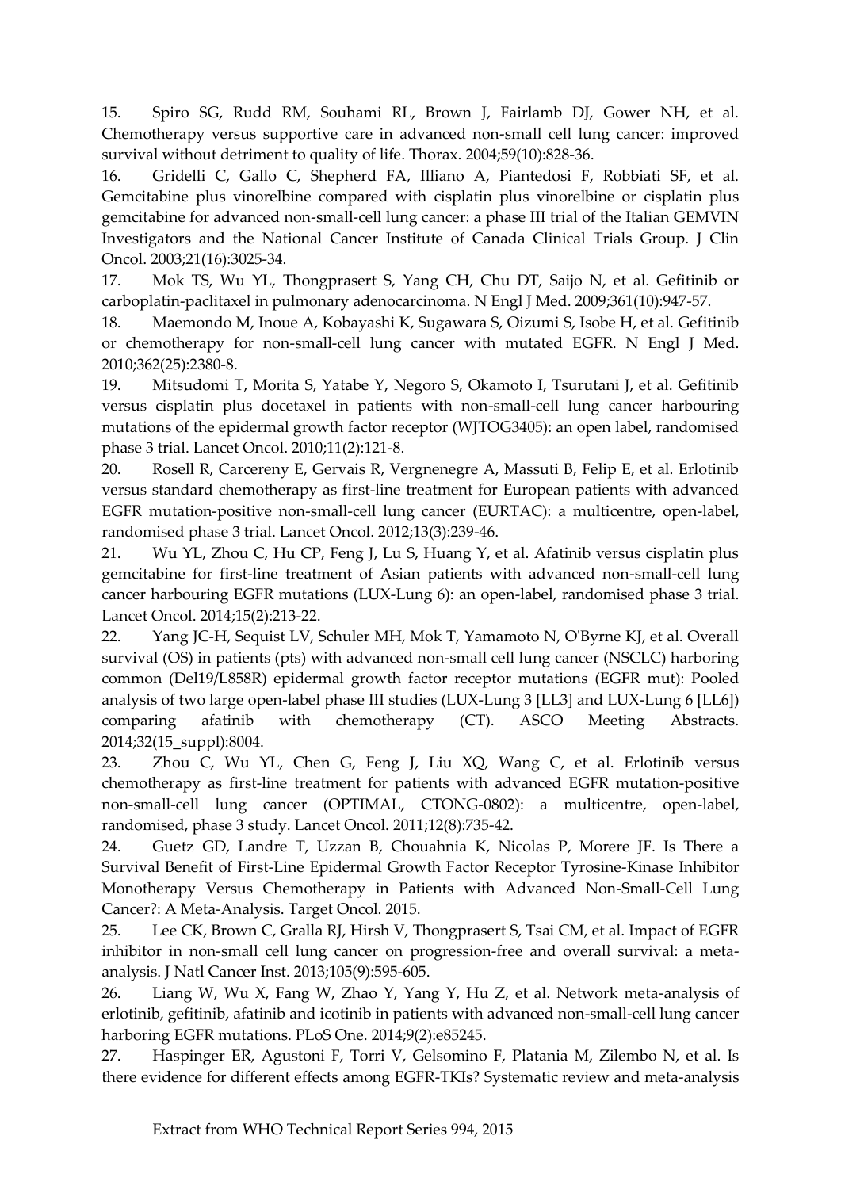15. Spiro SG, Rudd RM, Souhami RL, Brown J, Fairlamb DJ, Gower NH, et al. Chemotherapy versus supportive care in advanced non-small cell lung cancer: improved survival without detriment to quality of life. Thorax. 2004;59(10):828-36.

16. Gridelli C, Gallo C, Shepherd FA, Illiano A, Piantedosi F, Robbiati SF, et al. Gemcitabine plus vinorelbine compared with cisplatin plus vinorelbine or cisplatin plus gemcitabine for advanced non-small-cell lung cancer: a phase III trial of the Italian GEMVIN Investigators and the National Cancer Institute of Canada Clinical Trials Group. J Clin Oncol. 2003;21(16):3025-34.

17. Mok TS, Wu YL, Thongprasert S, Yang CH, Chu DT, Saijo N, et al. Gefitinib or carboplatin-paclitaxel in pulmonary adenocarcinoma. N Engl J Med. 2009;361(10):947-57.

18. Maemondo M, Inoue A, Kobayashi K, Sugawara S, Oizumi S, Isobe H, et al. Gefitinib or chemotherapy for non-small-cell lung cancer with mutated EGFR. N Engl J Med. 2010;362(25):2380-8.

19. Mitsudomi T, Morita S, Yatabe Y, Negoro S, Okamoto I, Tsurutani J, et al. Gefitinib versus cisplatin plus docetaxel in patients with non-small-cell lung cancer harbouring mutations of the epidermal growth factor receptor (WJTOG3405): an open label, randomised phase 3 trial. Lancet Oncol. 2010;11(2):121-8.

20. Rosell R, Carcereny E, Gervais R, Vergnenegre A, Massuti B, Felip E, et al. Erlotinib versus standard chemotherapy as first-line treatment for European patients with advanced EGFR mutation-positive non-small-cell lung cancer (EURTAC): a multicentre, open-label, randomised phase 3 trial. Lancet Oncol. 2012;13(3):239-46.

21. Wu YL, Zhou C, Hu CP, Feng J, Lu S, Huang Y, et al. Afatinib versus cisplatin plus gemcitabine for first-line treatment of Asian patients with advanced non-small-cell lung cancer harbouring EGFR mutations (LUX-Lung 6): an open-label, randomised phase 3 trial. Lancet Oncol. 2014;15(2):213-22.

22. Yang JC-H, Sequist LV, Schuler MH, Mok T, Yamamoto N, O'Byrne KJ, et al. Overall survival (OS) in patients (pts) with advanced non-small cell lung cancer (NSCLC) harboring common (Del19/L858R) epidermal growth factor receptor mutations (EGFR mut): Pooled analysis of two large open-label phase III studies (LUX-Lung 3 [LL3] and LUX-Lung 6 [LL6]) comparing afatinib with chemotherapy (CT). ASCO Meeting Abstracts. 2014;32(15_suppl):8004.

23. Zhou C, Wu YL, Chen G, Feng J, Liu XQ, Wang C, et al. Erlotinib versus chemotherapy as first-line treatment for patients with advanced EGFR mutation-positive non-small-cell lung cancer (OPTIMAL, CTONG-0802): a multicentre, open-label, randomised, phase 3 study. Lancet Oncol. 2011;12(8):735-42.

24. Guetz GD, Landre T, Uzzan B, Chouahnia K, Nicolas P, Morere JF. Is There a Survival Benefit of First-Line Epidermal Growth Factor Receptor Tyrosine-Kinase Inhibitor Monotherapy Versus Chemotherapy in Patients with Advanced Non-Small-Cell Lung Cancer?: A Meta-Analysis. Target Oncol. 2015.

25. Lee CK, Brown C, Gralla RJ, Hirsh V, Thongprasert S, Tsai CM, et al. Impact of EGFR inhibitor in non-small cell lung cancer on progression-free and overall survival: a meta-analysis. J Natl Cancer Inst. 2013;105(9):595-605.

26. Liang W, Wu X, Fang W, Zhao Y, Yang Y, Hu Z, et al. Network meta-analysis of erlotinib, gefitinib, afatinib and icotinib in patients with advanced non-small-cell lung cancer harboring EGFR mutations. PLoS One. 2014;9(2):e85245.

27. Haspinger ER, Agustoni F, Torri V, Gelsomino F, Platania M, Zilembo N, et al. Is there evidence for different effects among EGFR-TKIs? Systematic review and meta-analysis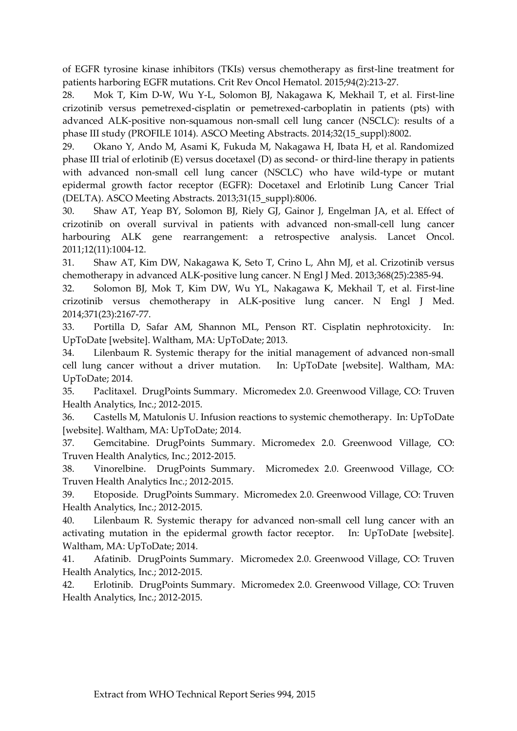of EGFR tyrosine kinase inhibitors (TKIs) versus chemotherapy as first-line treatment for patients harboring EGFR mutations. Crit Rev Oncol Hematol. 2015;94(2):213-27.

28. Mok T, Kim D-W, Wu Y-L, Solomon BJ, Nakagawa K, Mekhail T, et al. First-line crizotinib versus pemetrexed-cisplatin or pemetrexed-carboplatin in patients (pts) with advanced ALK-positive non-squamous non-small cell lung cancer (NSCLC): results of a phase III study (PROFILE 1014). ASCO Meeting Abstracts. 2014;32(15_suppl):8002.

29. Okano Y, Ando M, Asami K, Fukuda M, Nakagawa H, Ibata H, et al. Randomized phase III trial of erlotinib (E) versus docetaxel (D) as second- or third-line therapy in patients with advanced non-small cell lung cancer (NSCLC) who have wild-type or mutant epidermal growth factor receptor (EGFR): Docetaxel and Erlotinib Lung Cancer Trial (DELTA). ASCO Meeting Abstracts. 2013;31(15_suppl):8006.

30. Shaw AT, Yeap BY, Solomon BJ, Riely GJ, Gainor J, Engelman JA, et al. Effect of crizotinib on overall survival in patients with advanced non-small-cell lung cancer harbouring ALK gene rearrangement: a retrospective analysis. Lancet Oncol. 2011;12(11):1004-12.

31. Shaw AT, Kim DW, Nakagawa K, Seto T, Crino L, Ahn MJ, et al. Crizotinib versus chemotherapy in advanced ALK-positive lung cancer. N Engl J Med. 2013;368(25):2385-94.

32. Solomon BJ, Mok T, Kim DW, Wu YL, Nakagawa K, Mekhail T, et al. First-line crizotinib versus chemotherapy in ALK-positive lung cancer. N Engl J Med. 2014;371(23):2167-77.

33. Portilla D, Safar AM, Shannon ML, Penson RT. Cisplatin nephrotoxicity. In: UpToDate [website]. Waltham, MA: UpToDate; 2013.

34. Lilenbaum R. Systemic therapy for the initial management of advanced non-small cell lung cancer without a driver mutation. In: UpToDate [website]. Waltham, MA: UpToDate; 2014.

35. Paclitaxel. DrugPoints Summary. Micromedex 2.0. Greenwood Village, CO: Truven Health Analytics, Inc.; 2012-2015.

36. Castells M, Matulonis U. Infusion reactions to systemic chemotherapy. In: UpToDate [website]. Waltham, MA: UpToDate; 2014.

37. Gemcitabine. DrugPoints Summary. Micromedex 2.0. Greenwood Village, CO: Truven Health Analytics, Inc.; 2012-2015.

38. Vinorelbine. DrugPoints Summary. Micromedex 2.0. Greenwood Village, CO: Truven Health Analytics Inc.; 2012-2015.

39. Etoposide. DrugPoints Summary. Micromedex 2.0. Greenwood Village, CO: Truven Health Analytics, Inc.; 2012-2015.

40. Lilenbaum R. Systemic therapy for advanced non-small cell lung cancer with an activating mutation in the epidermal growth factor receptor. In: UpToDate [website]. Waltham, MA: UpToDate; 2014.

41. Afatinib. DrugPoints Summary. Micromedex 2.0. Greenwood Village, CO: Truven Health Analytics, Inc.; 2012-2015.

42. Erlotinib. DrugPoints Summary. Micromedex 2.0. Greenwood Village, CO: Truven Health Analytics, Inc.; 2012-2015.